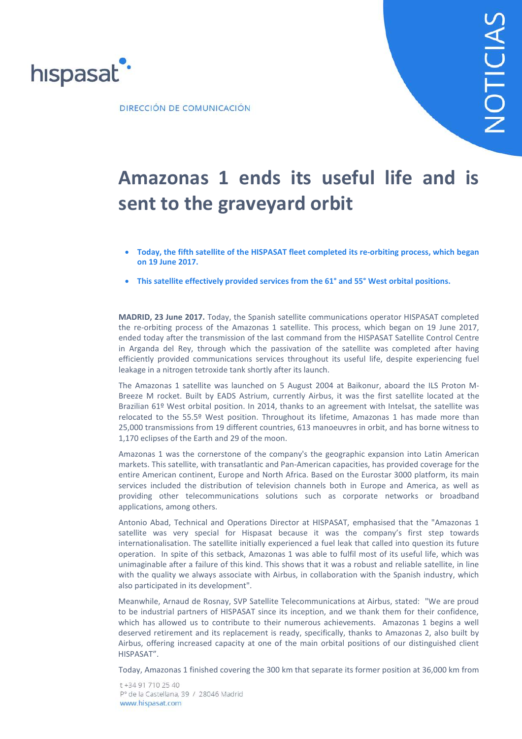hispasat

DIRECCIÓN DE COMUNICACIÓN

NOTICIAS

# Amazonas 1 ends its useful life and is sent to the graveyard orbit

- **Today, the fifth satellite of the HISPASAT fleet completed its re-orbiting process, which began on 19 June 2017.**
- **This satellite effectively provided services from the 61° and 55° West orbital positions.**

**MADRID, 23 June 2017.** Today, the Spanish satellite communications operator HISPASAT completed the re-orbiting process of the Amazonas 1 satellite. This process, which began on 19 June 2017, ended today after the transmission of the last command from the HISPASAT Satellite Control Centre in Arganda del Rey, through which the passivation of the satellite was completed after having efficiently provided communications services throughout its useful life, despite experiencing fuel leakage in a nitrogen tetroxide tank shortly after its launch.

The Amazonas 1 satellite was launched on 5 August 2004 at Baikonur, aboard the ILS Proton M-Breeze M rocket. Built by EADS Astrium, currently Airbus, it was the first satellite located at the Brazilian 61º West orbital position. In 2014, thanks to an agreement with Intelsat, the satellite was relocated to the 55.5º West position. Throughout its lifetime, Amazonas 1 has made more than 25,000 transmissions from 19 different countries, 613 manoeuvres in orbit, and has borne witness to 1,170 eclipses of the Earth and 29 of the moon.

Amazonas 1 was the cornerstone of the company's the geographic expansion into Latin American markets. This satellite, with transatlantic and Pan-American capacities, has provided coverage for the entire American continent, Europe and North Africa. Based on the Eurostar 3000 platform, its main services included the distribution of television channels both in Europe and America, as well as providing other telecommunications solutions such as corporate networks or broadband applications, among others.

Antonio Abad, Technical and Operations Director at HISPASAT, emphasised that the "Amazonas 1 satellite was very special for Hispasat because it was the company's first step towards internationalisation. The satellite initially experienced a fuel leak that called into question its future operation. In spite of this setback, Amazonas 1 was able to fulfil most of its useful life, which was unimaginable after a failure of this kind. This shows that it was a robust and reliable satellite, in line with the quality we always associate with Airbus, in collaboration with the Spanish industry, which also participated in its development".

Meanwhile, Arnaud de Rosnay, SVP Satellite Telecommunications at Airbus, stated: "We are proud to be industrial partners of HISPASAT since its inception, and we thank them for their confidence, which has allowed us to contribute to their numerous achievements. Amazonas 1 begins a well deserved retirement and its replacement is ready, specifically, thanks to Amazonas 2, also built by Airbus, offering increased capacity at one of the main orbital positions of our distinguished client HISPASAT".

Today, Amazonas 1 finished covering the 300 km that separate its former position at 36,000 km from

t +34 91 710 25 40
Pº de la Castellana, 39 / 28046 Madrid
www.hispasat.com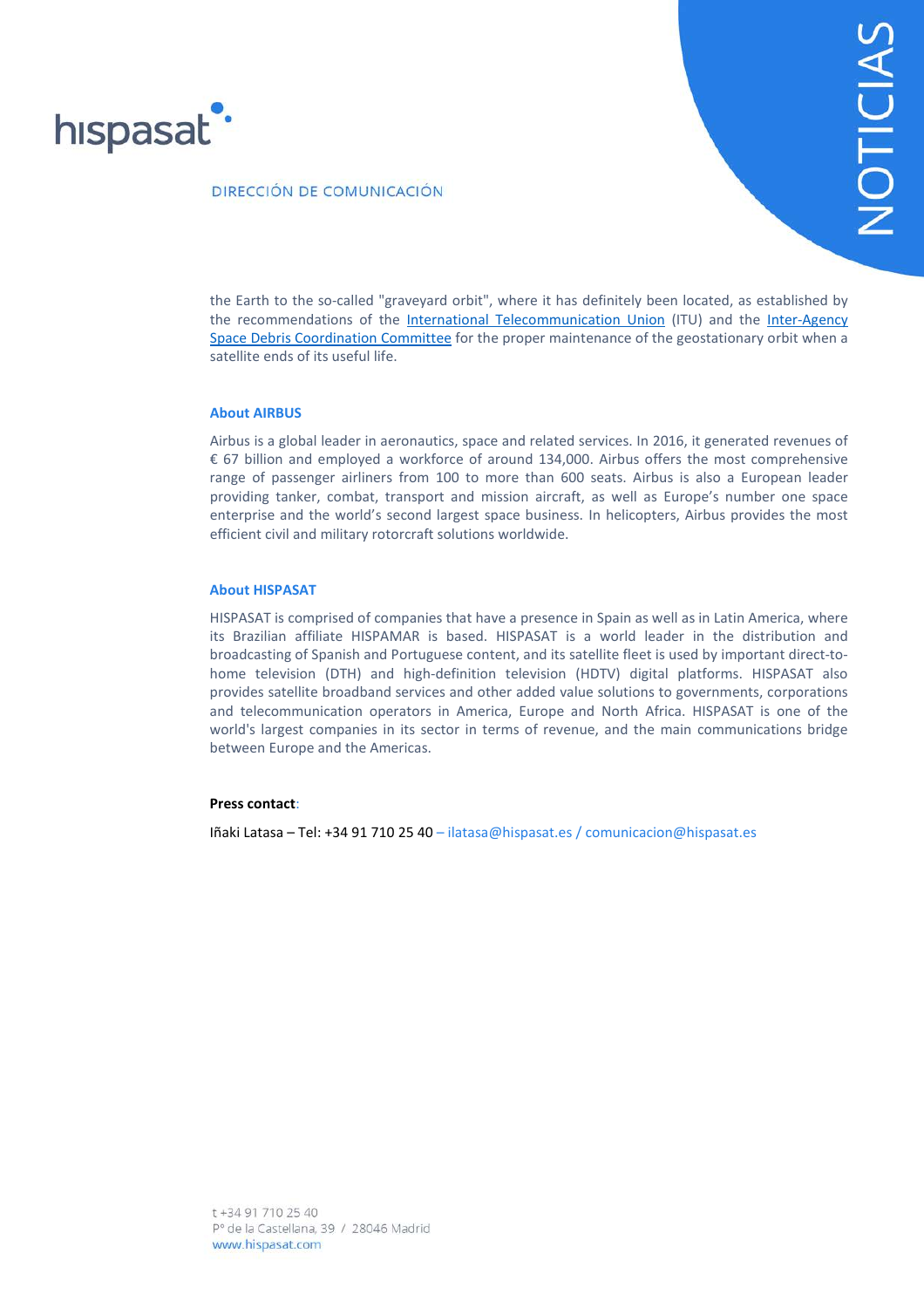the Earth to the so-called "graveyard orbit", where it has definitely been located, as established by the recommendations of the International Telecommunication Union (ITU) and the Inter-Agency Space Debris Coordination Committee for the proper maintenance of the geostationary orbit when a satellite ends of its useful life.

### About AIRBUS

Airbus is a global leader in aeronautics, space and related services. In 2016, it generated revenues of € 67 billion and employed a workforce of around 134,000. Airbus offers the most comprehensive range of passenger airliners from 100 to more than 600 seats. Airbus is also a European leader providing tanker, combat, transport and mission aircraft, as well as Europe's number one space enterprise and the world's second largest space business. In helicopters, Airbus provides the most efficient civil and military rotorcraft solutions worldwide.

### About HISPASAT

HISPASAT is comprised of companies that have a presence in Spain as well as in Latin America, where its Brazilian affiliate HISPAMAR is based. HISPASAT is a world leader in the distribution and broadcasting of Spanish and Portuguese content, and its satellite fleet is used by important direct-to-home television (DTH) and high-definition television (HDTV) digital platforms. HISPASAT also provides satellite broadband services and other added value solutions to governments, corporations and telecommunication operators in America, Europe and North Africa. HISPASAT is one of the world's largest companies in its sector in terms of revenue, and the main communications bridge between Europe and the Americas.

**Press contact**:

Iñaki Latasa – Tel: +34 91 710 25 40 – ilatasa@hispasat.es / comunicacion@hispasat.es

t +34 91 710 25 40
Pº de la Castellana, 39 / 28046 Madrid
www.hispasat.com